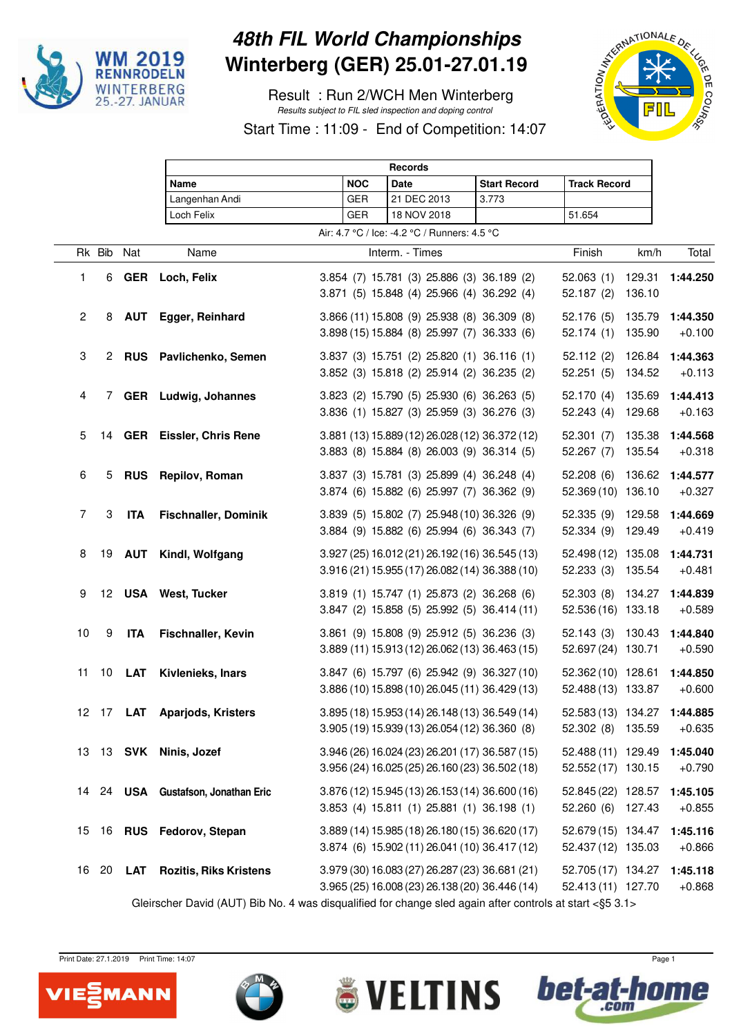# 48th FIL World Championships
# Winterberg (GER) 25.01-27.01.19

Result : Run 2/WCH Men Winterberg

*Results subject to FIL sled inspection and doping control*

Start Time : 11:09 - End of Competition: 14:07

| Records | | | | |
|---|---|---|---|---|
| **Name** | **NOC** | **Date** | **Start Record** | **Track Record** |
| Langenhan Andi | GER | 21 DEC 2013 | 3.773 | |
| Loch Felix | GER | 18 NOV 2018 | | 51.654 |

Air: 4.7 °C / Ice: -4.2 °C / Runners: 4.5 °C

| Rk | Bib | Nat | Name | Interm. - Times | Finish | km/h | Total |
|---|---|---|---|---|---|---|---|
| 1 | 6 | **GER** | **Loch, Felix** | 3.854 (7) 15.781 (3) 25.886 (3) 36.189 (2) | 52.063 (1) | 129.31 | **1:44.250** |
| | | | | 3.871 (5) 15.848 (4) 25.966 (4) 36.292 (4) | 52.187 (2) | 136.10 | |
| 2 | 8 | **AUT** | **Egger, Reinhard** | 3.866 (11) 15.808 (9) 25.938 (8) 36.309 (8) | 52.176 (5) | 135.79 | **1:44.350** |
| | | | | 3.898 (15) 15.884 (8) 25.997 (7) 36.333 (6) | 52.174 (1) | 135.90 | +0.100 |
| 3 | 2 | **RUS** | **Pavlichenko, Semen** | 3.837 (3) 15.751 (2) 25.820 (1) 36.116 (1) | 52.112 (2) | 126.84 | **1:44.363** |
| | | | | 3.852 (3) 15.818 (2) 25.914 (2) 36.235 (2) | 52.251 (5) | 134.52 | +0.113 |
| 4 | 7 | **GER** | **Ludwig, Johannes** | 3.823 (2) 15.790 (5) 25.930 (6) 36.263 (5) | 52.170 (4) | 135.69 | **1:44.413** |
| | | | | 3.836 (1) 15.827 (3) 25.959 (3) 36.276 (3) | 52.243 (4) | 129.68 | +0.163 |
| 5 | 14 | **GER** | **Eissler, Chris Rene** | 3.881 (13) 15.889 (12) 26.028 (12) 36.372 (12) | 52.301 (7) | 135.38 | **1:44.568** |
| | | | | 3.883 (8) 15.884 (8) 26.003 (9) 36.314 (5) | 52.267 (7) | 135.54 | +0.318 |
| 6 | 5 | **RUS** | **Repilov, Roman** | 3.837 (3) 15.781 (3) 25.899 (4) 36.248 (4) | 52.208 (6) | 136.62 | **1:44.577** |
| | | | | 3.874 (6) 15.882 (6) 25.997 (7) 36.362 (9) | 52.369 (10) | 136.10 | +0.327 |
| 7 | 3 | **ITA** | **Fischnaller, Dominik** | 3.839 (5) 15.802 (7) 25.948 (10) 36.326 (9) | 52.335 (9) | 129.58 | **1:44.669** |
| | | | | 3.884 (9) 15.882 (6) 25.994 (6) 36.343 (7) | 52.334 (9) | 129.49 | +0.419 |
| 8 | 19 | **AUT** | **Kindl, Wolfgang** | 3.927 (25) 16.012 (21) 26.192 (16) 36.545 (13) | 52.498 (12) | 135.08 | **1:44.731** |
| | | | | 3.916 (21) 15.955 (17) 26.082 (14) 36.388 (10) | 52.233 (3) | 135.54 | +0.481 |
| 9 | 12 | **USA** | **West, Tucker** | 3.819 (1) 15.747 (1) 25.873 (2) 36.268 (6) | 52.303 (8) | 134.27 | **1:44.839** |
| | | | | 3.847 (2) 15.858 (5) 25.992 (5) 36.414 (11) | 52.536 (16) | 133.18 | +0.589 |
| 10 | 9 | **ITA** | **Fischnaller, Kevin** | 3.861 (9) 15.808 (9) 25.912 (5) 36.236 (3) | 52.143 (3) | 130.43 | **1:44.840** |
| | | | | 3.889 (11) 15.913 (12) 26.062 (13) 36.463 (15) | 52.697 (24) | 130.71 | +0.590 |
| 11 | 10 | **LAT** | **Kivlenieks, Inars** | 3.847 (6) 15.797 (6) 25.942 (9) 36.327 (10) | 52.362 (10) | 128.61 | **1:44.850** |
| | | | | 3.886 (10) 15.898 (10) 26.045 (11) 36.429 (13) | 52.488 (13) | 133.87 | +0.600 |
| 12 | 17 | **LAT** | **Aparjods, Kristers** | 3.895 (18) 15.953 (14) 26.148 (13) 36.549 (14) | 52.583 (13) | 134.27 | **1:44.885** |
| | | | | 3.905 (19) 15.939 (13) 26.054 (12) 36.360 (8) | 52.302 (8) | 135.59 | +0.635 |
| 13 | 13 | **SVK** | **Ninis, Jozef** | 3.946 (26) 16.024 (23) 26.201 (17) 36.587 (15) | 52.488 (11) | 129.49 | **1:45.040** |
| | | | | 3.956 (24) 16.025 (25) 26.160 (23) 36.502 (18) | 52.552 (17) | 130.15 | +0.790 |
| 14 | 24 | **USA** | **Gustafson, Jonathan Eric** | 3.876 (12) 15.945 (13) 26.153 (14) 36.600 (16) | 52.845 (22) | 128.57 | **1:45.105** |
| | | | | 3.853 (4) 15.811 (1) 25.881 (1) 36.198 (1) | 52.260 (6) | 127.43 | +0.855 |
| 15 | 16 | **RUS** | **Fedorov, Stepan** | 3.889 (14) 15.985 (18) 26.180 (15) 36.620 (17) | 52.679 (15) | 134.47 | **1:45.116** |
| | | | | 3.874 (6) 15.902 (11) 26.041 (10) 36.417 (12) | 52.437 (12) | 135.03 | +0.866 |
| 16 | 20 | **LAT** | **Rozitis, Riks Kristens** | 3.979 (30) 16.083 (27) 26.287 (23) 36.681 (21) | 52.705 (17) | 134.27 | **1:45.118** |
| | | | | 3.965 (25) 16.008 (23) 26.138 (20) 36.446 (14) | 52.413 (11) | 127.70 | +0.868 |

Gleirscher David (AUT) Bib No. 4 was disqualified for change sled again after controls at start <§5 3.1>

Print Date: 27.1.2019 Print Time: 14:07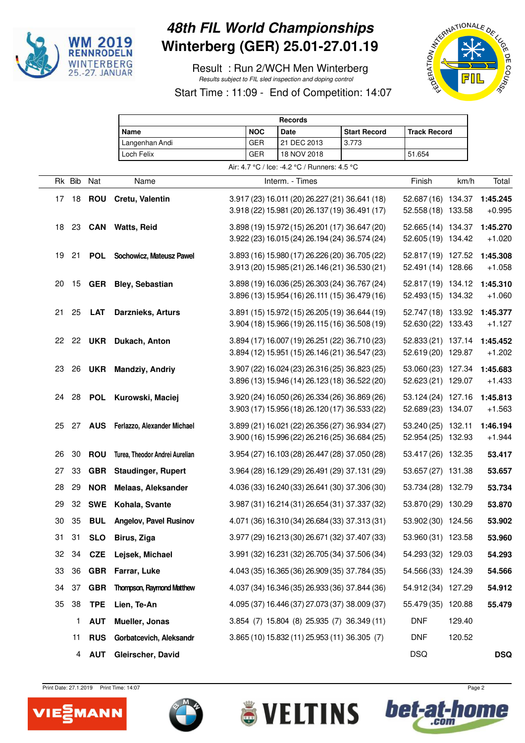# 48th FIL World Championships
# Winterberg (GER) 25.01-27.01.19

Result : Run 2/WCH Men Winterberg

*Results subject to FIL sled inspection and doping control*

Start Time : 11:09 - End of Competition: 14:07

| Records | | | | |
|---|---|---|---|---|
| **Name** | **NOC** | **Date** | **Start Record** | **Track Record** |
| Langenhan Andi | GER | 21 DEC 2013 | 3.773 | |
| Loch Felix | GER | 18 NOV 2018 | | 51.654 |

Air: 4.7 °C / Ice: -4.2 °C / Runners: 4.5 °C

| Rk | Bib | Nat | Name | Interm. - Times | Finish | km/h | Total |
|---|---|---|---|---|---|---|---|
| 17 | 18 | **ROU** | **Cretu, Valentin** | 3.917 (23) 16.011 (20) 26.227 (21) 36.641 (18)<br>3.918 (22) 15.981 (20) 26.137 (19) 36.491 (17) | 52.687 (16)<br>52.558 (18) | 134.37<br>133.58 | **1:45.245**<br>+0.995 |
| 18 | 23 | **CAN** | **Watts, Reid** | 3.898 (19) 15.972 (15) 26.201 (17) 36.647 (20)<br>3.922 (23) 16.015 (24) 26.194 (24) 36.574 (24) | 52.665 (14)<br>52.605 (19) | 134.37<br>134.42 | **1:45.270**<br>+1.020 |
| 19 | 21 | **POL** | **Sochowicz, Mateusz Pawel** | 3.893 (16) 15.980 (17) 26.226 (20) 36.705 (22)<br>3.913 (20) 15.985 (21) 26.146 (21) 36.530 (21) | 52.817 (19)<br>52.491 (14) | 127.52<br>128.66 | **1:45.308**<br>+1.058 |
| 20 | 15 | **GER** | **Bley, Sebastian** | 3.898 (19) 16.036 (25) 26.303 (24) 36.767 (24)<br>3.896 (13) 15.954 (16) 26.111 (15) 36.479 (16) | 52.817 (19)<br>52.493 (15) | 134.12<br>134.32 | **1:45.310**<br>+1.060 |
| 21 | 25 | **LAT** | **Darznieks, Arturs** | 3.891 (15) 15.972 (15) 26.205 (19) 36.644 (19)<br>3.904 (18) 15.966 (19) 26.115 (16) 36.508 (19) | 52.747 (18)<br>52.630 (22) | 133.92<br>133.43 | **1:45.377**<br>+1.127 |
| 22 | 22 | **UKR** | **Dukach, Anton** | 3.894 (17) 16.007 (19) 26.251 (22) 36.710 (23)<br>3.894 (12) 15.951 (15) 26.146 (21) 36.547 (23) | 52.833 (21)<br>52.619 (20) | 137.14<br>129.87 | **1:45.452**<br>+1.202 |
| 23 | 26 | **UKR** | **Mandziy, Andriy** | 3.907 (22) 16.024 (23) 26.316 (25) 36.823 (25)<br>3.896 (13) 15.946 (14) 26.123 (18) 36.522 (20) | 53.060 (23)<br>52.623 (21) | 127.34<br>129.07 | **1:45.683**<br>+1.433 |
| 24 | 28 | **POL** | **Kurowski, Maciej** | 3.920 (24) 16.050 (26) 26.334 (26) 36.869 (26)<br>3.903 (17) 15.956 (18) 26.120 (17) 36.533 (22) | 53.124 (24)<br>52.689 (23) | 127.16<br>134.07 | **1:45.813**<br>+1.563 |
| 25 | 27 | **AUS** | **Ferlazzo, Alexander Michael** | 3.899 (21) 16.021 (22) 26.356 (27) 36.934 (27)<br>3.900 (16) 15.996 (22) 26.216 (25) 36.684 (25) | 53.240 (25)<br>52.954 (25) | 132.11<br>132.93 | **1:46.194**<br>+1.944 |
| 26 | 30 | **ROU** | **Turea, Theodor Andrei Aurelian** | 3.954 (27) 16.103 (28) 26.447 (28) 37.050 (28) | 53.417 (26) | 132.35 | **53.417** |
| 27 | 33 | **GBR** | **Staudinger, Rupert** | 3.964 (28) 16.129 (29) 26.491 (29) 37.131 (29) | 53.657 (27) | 131.38 | **53.657** |
| 28 | 29 | **NOR** | **Melaas, Aleksander** | 4.036 (33) 16.240 (33) 26.641 (30) 37.306 (30) | 53.734 (28) | 132.79 | **53.734** |
| 29 | 32 | **SWE** | **Kohala, Svante** | 3.987 (31) 16.214 (31) 26.654 (31) 37.337 (32) | 53.870 (29) | 130.29 | **53.870** |
| 30 | 35 | **BUL** | **Angelov, Pavel Rusinov** | 4.071 (36) 16.310 (34) 26.684 (33) 37.313 (31) | 53.902 (30) | 124.56 | **53.902** |
| 31 | 31 | **SLO** | **Birus, Ziga** | 3.977 (29) 16.213 (30) 26.671 (32) 37.407 (33) | 53.960 (31) | 123.58 | **53.960** |
| 32 | 34 | **CZE** | **Lejsek, Michael** | 3.991 (32) 16.231 (32) 26.705 (34) 37.506 (34) | 54.293 (32) | 129.03 | **54.293** |
| 33 | 36 | **GBR** | **Farrar, Luke** | 4.043 (35) 16.365 (36) 26.909 (35) 37.784 (35) | 54.566 (33) | 124.39 | **54.566** |
| 34 | 37 | **GBR** | **Thompson, Raymond Matthew** | 4.037 (34) 16.346 (35) 26.933 (36) 37.844 (36) | 54.912 (34) | 127.29 | **54.912** |
| 35 | 38 | **TPE** | **Lien, Te-An** | 4.095 (37) 16.446 (37) 27.073 (37) 38.009 (37) | 55.479 (35) | 120.88 | **55.479** |
| | 1 | **AUT** | **Mueller, Jonas** | 3.854 (7) 15.804 (8) 25.935 (7) 36.349 (11) | DNF | 129.40 | |
| | 11 | **RUS** | **Gorbatcevich, Aleksandr** | 3.865 (10) 15.832 (11) 25.953 (11) 36.305 (7) | DNF | 120.52 | |
| | 4 | **AUT** | **Gleirscher, David** | | DSQ | | **DSQ** |

Print Date: 27.1.2019 Print Time: 14:07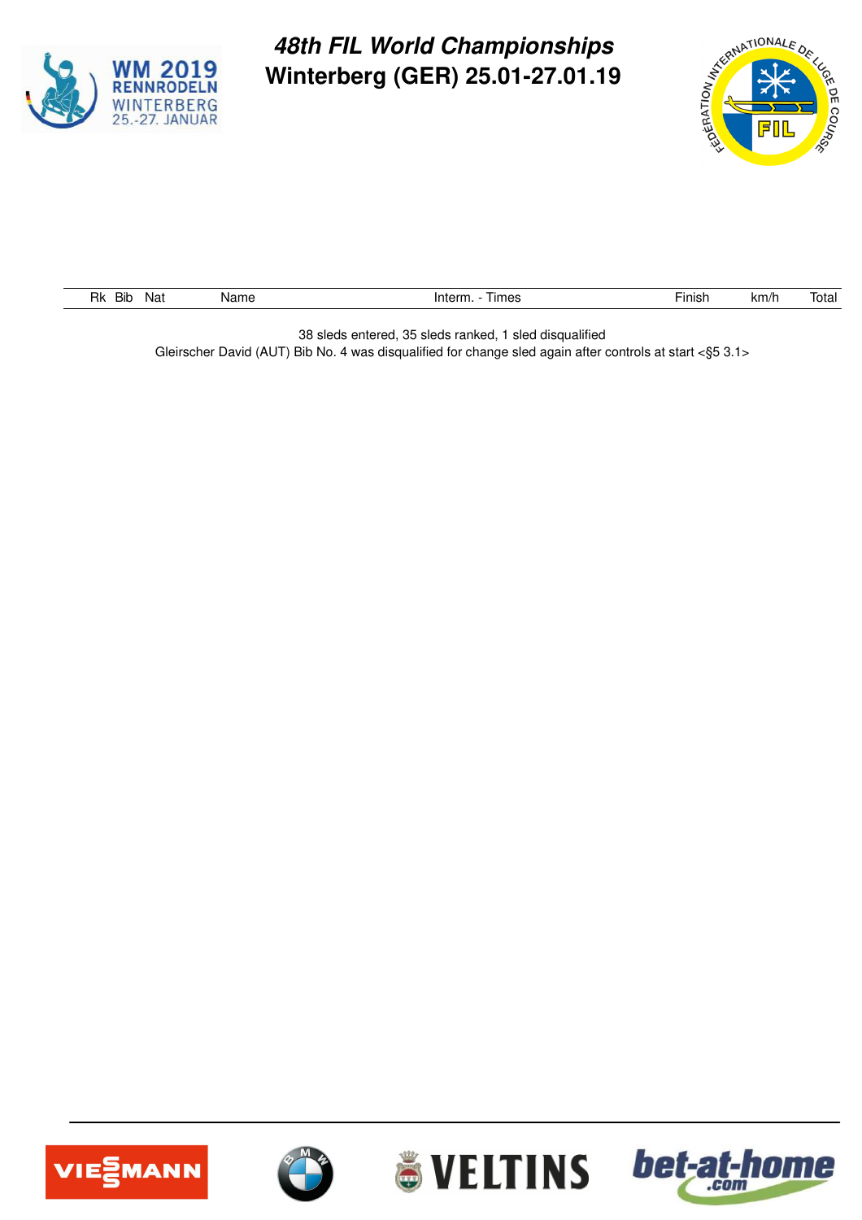| Rk | Bib | Nat | Name | Interm. - Times | Finish | km/h | Total |
|---|---|---|---|---|---|---|---|

38 sleds entered, 35 sleds ranked, 1 sled disqualified

Gleirscher David (AUT) Bib No. 4 was disqualified for change sled again after controls at start <§5 3.1>